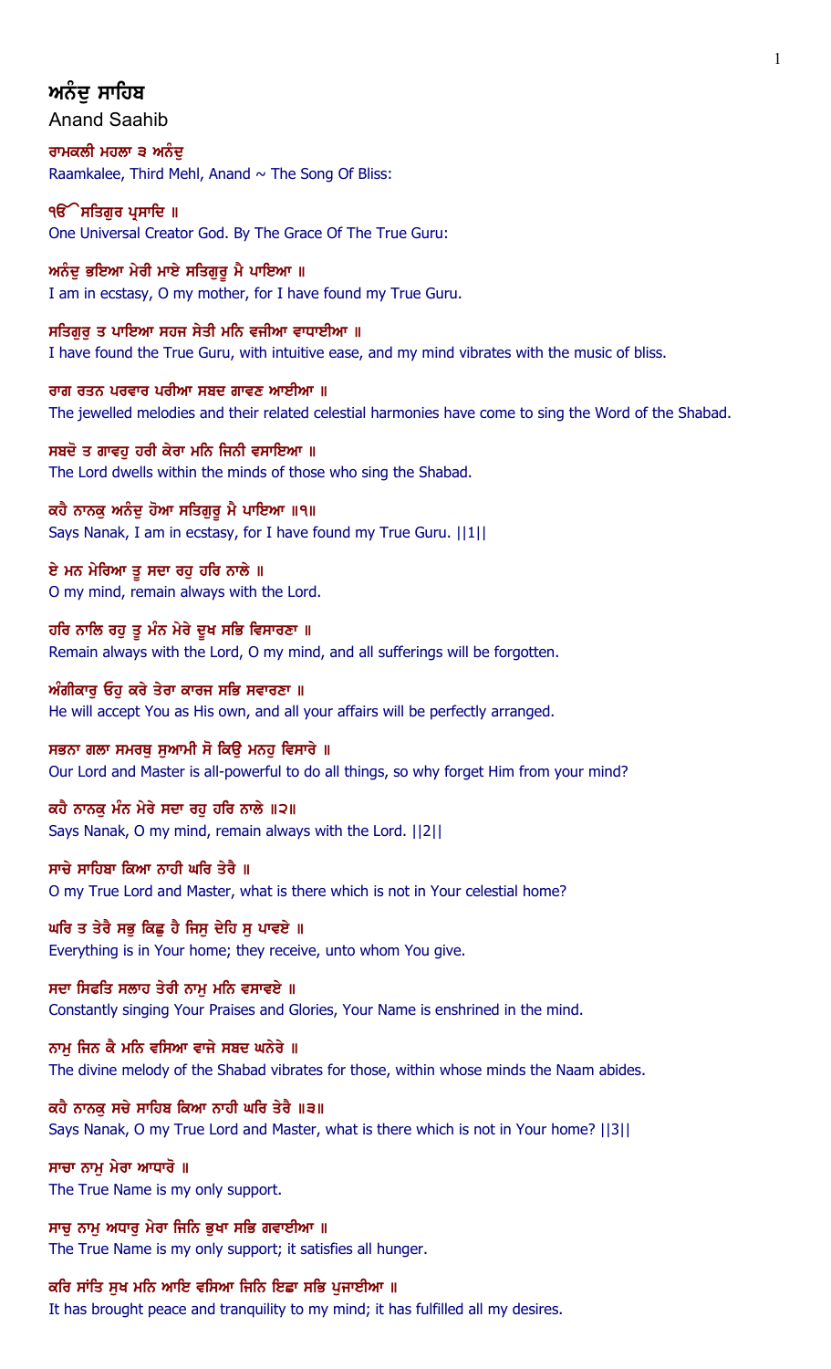# ਅਨੰਦੁ ਸਾਹਿਬ

Anand Saahib

**ਰਾਮਕਲੀ ਮਹਲਾ ੩ ਅਨੰਦੁ**

Raamkalee, Third Mehl, Anand ~ The Song Of Bliss:

**ੴ ਸਤਿਗੁਰ ਪ੍ਰਸਾਦਿ ॥**

One Universal Creator God. By The Grace Of The True Guru:

**ਅਨੰਦੁ ਭਇਆ ਮੇਰੀ ਮਾਏ ਸਤਿਗੁਰੂ ਮੈ ਪਾਇਆ ॥**

I am in ecstasy, O my mother, for I have found my True Guru.

**ਸਤਿਗੁਰੁ ਤ ਪਾਇਆ ਸਹਜ ਸੇਤੀ ਮਨਿ ਵਜੀਆ ਵਾਧਾਈਆ ॥**

I have found the True Guru, with intuitive ease, and my mind vibrates with the music of bliss.

**ਰਾਗ ਰਤਨ ਪਰਵਾਰ ਪਰੀਆ ਸਬਦ ਗਾਵਣ ਆਈਆ ॥**

The jewelled melodies and their related celestial harmonies have come to sing the Word of the Shabad.

**ਸਬਦੋ ਤ ਗਾਵਹੁ ਹਰੀ ਕੇਰਾ ਮਨਿ ਜਿਨੀ ਵਸਾਇਆ ॥**

The Lord dwells within the minds of those who sing the Shabad.

**ਕਹੈ ਨਾਨਕੁ ਅਨੰਦੁ ਹੋਆ ਸਤਿਗੁਰੂ ਮੈ ਪਾਇਆ ॥੧॥**

Says Nanak, I am in ecstasy, for I have found my True Guru. ||1||

**ਏ ਮਨ ਮੇਰਿਆ ਤੂ ਸਦਾ ਰਹੁ ਹਰਿ ਨਾਲੇ ॥**

O my mind, remain always with the Lord.

**ਹਰਿ ਨਾਲਿ ਰਹੁ ਤੂ ਮੰਨ ਮੇਰੇ ਦੂਖ ਸਭਿ ਵਿਸਾਰਣਾ ॥**

Remain always with the Lord, O my mind, and all sufferings will be forgotten.

**ਅੰਗੀਕਾਰੁ ਓਹੁ ਕਰੇ ਤੇਰਾ ਕਾਰਜ ਸਭਿ ਸਵਾਰਣਾ ॥**

He will accept You as His own, and all your affairs will be perfectly arranged.

**ਸਭਨਾ ਗਲਾ ਸਮਰਥੁ ਸੁਆਮੀ ਸੋ ਕਿਉ ਮਨਹੁ ਵਿਸਾਰੇ ॥**

Our Lord and Master is all-powerful to do all things, so why forget Him from your mind?

**ਕਹੈ ਨਾਨਕੁ ਮੰਨ ਮੇਰੇ ਸਦਾ ਰਹੁ ਹਰਿ ਨਾਲੇ ॥੨॥**

Says Nanak, O my mind, remain always with the Lord. ||2||

**ਸਾਚੇ ਸਾਹਿਬਾ ਕਿਆ ਨਾਹੀ ਘਰਿ ਤੇਰੈ ॥**

O my True Lord and Master, what is there which is not in Your celestial home?

**ਘਰਿ ਤ ਤੇਰੈ ਸਭੁ ਕਿਛੁ ਹੈ ਜਿਸੁ ਦੇਹਿ ਸੁ ਪਾਵਏ ॥**

Everything is in Your home; they receive, unto whom You give.

**ਸਦਾ ਸਿਫਤਿ ਸਲਾਹ ਤੇਰੀ ਨਾਮੁ ਮਨਿ ਵਸਾਵਏ ॥**

Constantly singing Your Praises and Glories, Your Name is enshrined in the mind.

**ਨਾਮੁ ਜਿਨ ਕੈ ਮਨਿ ਵਸਿਆ ਵਾਜੇ ਸਬਦ ਘਨੇਰੇ ॥**

The divine melody of the Shabad vibrates for those, within whose minds the Naam abides.

**ਕਹੈ ਨਾਨਕੁ ਸਚੇ ਸਾਹਿਬ ਕਿਆ ਨਾਹੀ ਘਰਿ ਤੇਰੈ ॥੩॥**

Says Nanak, O my True Lord and Master, what is there which is not in Your home? ||3||

**ਸਾਚਾ ਨਾਮੁ ਮੇਰਾ ਆਧਾਰੋ ॥**

The True Name is my only support.

**ਸਾਚੁ ਨਾਮੁ ਅਧਾਰੁ ਮੇਰਾ ਜਿਨਿ ਭੁਖਾ ਸਭਿ ਗਵਾਈਆ ॥**

The True Name is my only support; it satisfies all hunger.

**ਕਰਿ ਸਾਂਤਿ ਸੁਖ ਮਨਿ ਆਇ ਵਸਿਆ ਜਿਨਿ ਇਛਾ ਸਭਿ ਪੁਜਾਈਆ ॥**

It has brought peace and tranquility to my mind; it has fulfilled all my desires.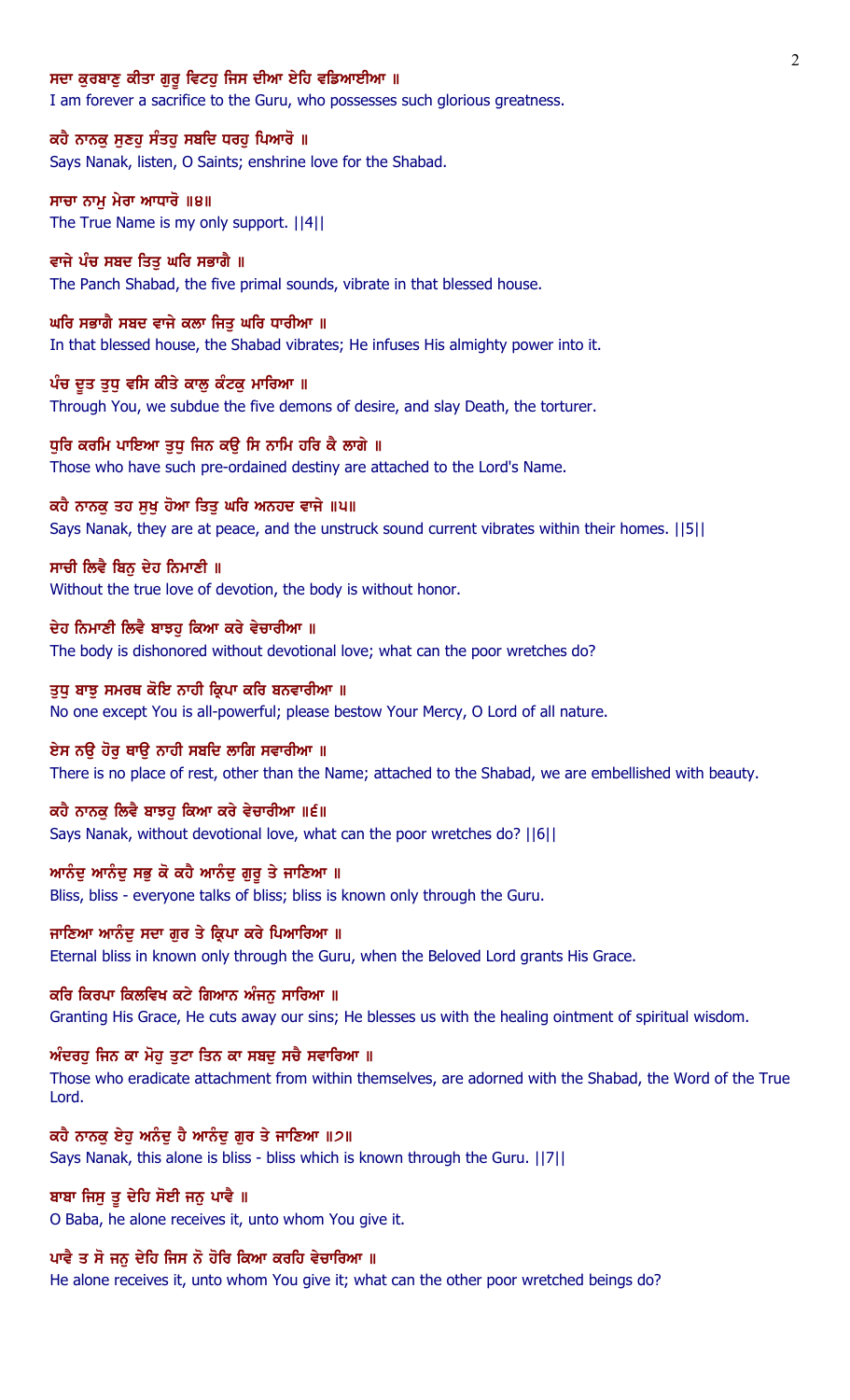ਸਦਾ ਕੁਰਬਾਣੁ ਕੀਤਾ ਗੁਰੂ ਵਿਟਹੁ ਜਿਸ ਦੀਆ ਏਹਿ ਵਡਿਆਈਆ ॥
I am forever a sacrifice to the Guru, who possesses such glorious greatness.

ਕਹੈ ਨਾਨਕੁ ਸੁਣਹੁ ਸੰਤਹੁ ਸਬਦਿ ਧਰਹੁ ਪਿਆਰੋ ॥
Says Nanak, listen, O Saints; enshrine love for the Shabad.

ਸਾਚਾ ਨਾਮੁ ਮੇਰਾ ਆਧਾਰੋ ॥੪॥
The True Name is my only support. ||4||

ਵਾਜੇ ਪੰਚ ਸਬਦ ਤਿਤੁ ਘਰਿ ਸਭਾਗੈ ॥
The Panch Shabad, the five primal sounds, vibrate in that blessed house.

ਘਰਿ ਸਭਾਗੈ ਸਬਦ ਵਾਜੇ ਕਲਾ ਜਿਤੁ ਘਰਿ ਧਾਰੀਆ ॥
In that blessed house, the Shabad vibrates; He infuses His almighty power into it.

ਪੰਚ ਦੂਤ ਤੁਧੁ ਵਸਿ ਕੀਤੇ ਕਾਲੁ ਕੰਟਕੁ ਮਾਰਿਆ ॥
Through You, we subdue the five demons of desire, and slay Death, the torturer.

ਧੁਰਿ ਕਰਮਿ ਪਾਇਆ ਤੁਧੁ ਜਿਨ ਕਉ ਸਿ ਨਾਮਿ ਹਰਿ ਕੈ ਲਾਗੇ ॥
Those who have such pre-ordained destiny are attached to the Lord's Name.

ਕਹੈ ਨਾਨਕੁ ਤਹ ਸੁਖੁ ਹੋਆ ਤਿਤੁ ਘਰਿ ਅਨਹਦ ਵਾਜੇ ॥੫॥
Says Nanak, they are at peace, and the unstruck sound current vibrates within their homes. ||5||

ਸਾਚੀ ਲਿਵੈ ਬਿਨੁ ਦੇਹ ਨਿਮਾਣੀ ॥
Without the true love of devotion, the body is without honor.

ਦੇਹ ਨਿਮਾਣੀ ਲਿਵੈ ਬਾਝਹੁ ਕਿਆ ਕਰੇ ਵੇਚਾਰੀਆ ॥
The body is dishonored without devotional love; what can the poor wretches do?

ਤੁਧੁ ਬਾਝੁ ਸਮਰਥ ਕੋਇ ਨਾਹੀ ਕ੍ਰਿਪਾ ਕਰਿ ਬਨਵਾਰੀਆ ॥
No one except You is all-powerful; please bestow Your Mercy, O Lord of all nature.

ਏਸ ਨਉ ਹੋਰੁ ਥਾਉ ਨਾਹੀ ਸਬਦਿ ਲਾਗਿ ਸਵਾਰੀਆ ॥
There is no place of rest, other than the Name; attached to the Shabad, we are embellished with beauty.

ਕਹੈ ਨਾਨਕੁ ਲਿਵੈ ਬਾਝਹੁ ਕਿਆ ਕਰੇ ਵੇਚਾਰੀਆ ॥੬॥
Says Nanak, without devotional love, what can the poor wretches do? ||6||

ਆਨੰਦੁ ਆਨੰਦੁ ਸਭੁ ਕੋ ਕਹੈ ਆਨੰਦੁ ਗੁਰੂ ਤੇ ਜਾਣਿਆ ॥
Bliss, bliss - everyone talks of bliss; bliss is known only through the Guru.

ਜਾਣਿਆ ਆਨੰਦੁ ਸਦਾ ਗੁਰ ਤੇ ਕ੍ਰਿਪਾ ਕਰੇ ਪਿਆਰਿਆ ॥
Eternal bliss in known only through the Guru, when the Beloved Lord grants His Grace.

ਕਰਿ ਕਿਰਪਾ ਕਿਲਵਿਖ ਕਟੇ ਗਿਆਨ ਅੰਜਨੁ ਸਾਰਿਆ ॥
Granting His Grace, He cuts away our sins; He blesses us with the healing ointment of spiritual wisdom.

ਅੰਦਰਹੁ ਜਿਨ ਕਾ ਮੋਹੁ ਤੁਟਾ ਤਿਨ ਕਾ ਸਬਦੁ ਸਚੈ ਸਵਾਰਿਆ ॥
Those who eradicate attachment from within themselves, are adorned with the Shabad, the Word of the True Lord.

ਕਹੈ ਨਾਨਕੁ ਏਹੁ ਅਨੰਦੁ ਹੈ ਆਨੰਦੁ ਗੁਰ ਤੇ ਜਾਣਿਆ ॥੭॥
Says Nanak, this alone is bliss - bliss which is known through the Guru. ||7||

ਬਾਬਾ ਜਿਸੁ ਤੂ ਦੇਹਿ ਸੋਈ ਜਨੁ ਪਾਵੈ ॥
O Baba, he alone receives it, unto whom You give it.

ਪਾਵੈ ਤ ਸੋ ਜਨੁ ਦੇਹਿ ਜਿਸ ਨੋ ਹੋਰਿ ਕਿਆ ਕਰਹਿ ਵੇਚਾਰਿਆ ॥
He alone receives it, unto whom You give it; what can the other poor wretched beings do?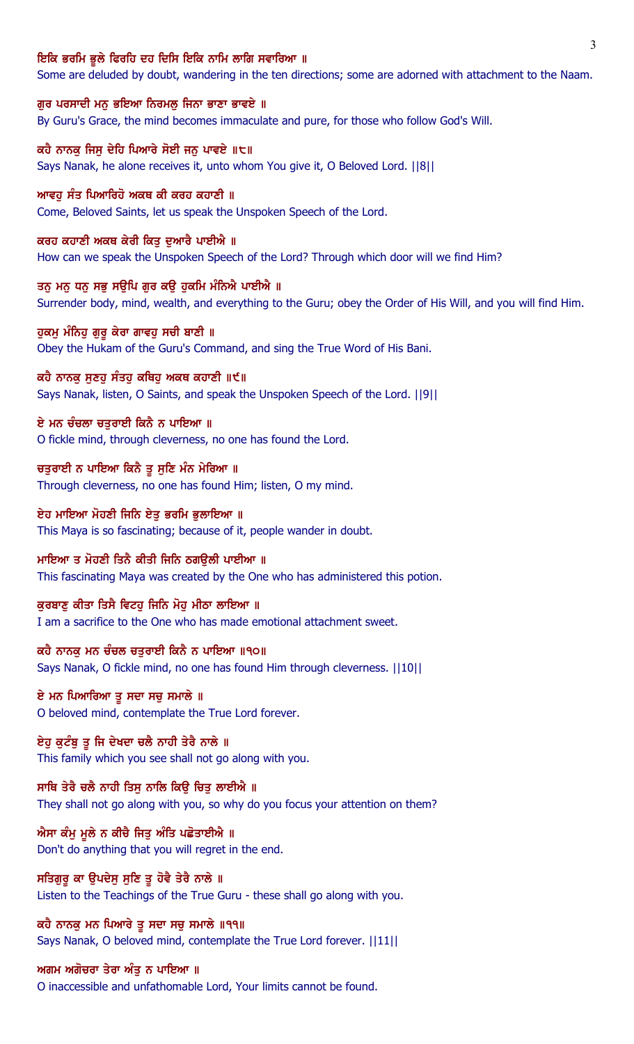**ਇਕਿ ਭਰਮਿ ਭੂਲੇ ਫਿਰਹਿ ਦਹ ਦਿਸਿ ਇਕਿ ਨਾਮਿ ਲਾਗਿ ਸਵਾਰਿਆ ॥**
Some are deluded by doubt, wandering in the ten directions; some are adorned with attachment to the Naam.

**ਗੁਰ ਪਰਸਾਦੀ ਮਨੁ ਭਇਆ ਨਿਰਮਲੁ ਜਿਨਾ ਭਾਣਾ ਭਾਵਏ ॥**
By Guru's Grace, the mind becomes immaculate and pure, for those who follow God's Will.

**ਕਹੈ ਨਾਨਕੁ ਜਿਸੁ ਦੇਹਿ ਪਿਆਰੇ ਸੋਈ ਜਨੁ ਪਾਵਏ ॥੮॥**
Says Nanak, he alone receives it, unto whom You give it, O Beloved Lord. ||8||

**ਆਵਹੁ ਸੰਤ ਪਿਆਰਿਹੋ ਅਕਥ ਕੀ ਕਰਹ ਕਹਾਣੀ ॥**
Come, Beloved Saints, let us speak the Unspoken Speech of the Lord.

**ਕਰਹ ਕਹਾਣੀ ਅਕਥ ਕੇਰੀ ਕਿਤੁ ਦੁਆਰੈ ਪਾਈਐ ॥**
How can we speak the Unspoken Speech of the Lord? Through which door will we find Him?

**ਤਨੁ ਮਨੁ ਧਨੁ ਸਭੁ ਸਉਪਿ ਗੁਰ ਕਉ ਹੁਕਮਿ ਮੰਨਿਐ ਪਾਈਐ ॥**
Surrender body, mind, wealth, and everything to the Guru; obey the Order of His Will, and you will find Him.

**ਹੁਕਮੁ ਮੰਨਿਹੁ ਗੁਰੂ ਕੇਰਾ ਗਾਵਹੁ ਸਚੀ ਬਾਣੀ ॥**
Obey the Hukam of the Guru's Command, and sing the True Word of His Bani.

**ਕਹੈ ਨਾਨਕੁ ਸੁਣਹੁ ਸੰਤਹੁ ਕਥਿਹੁ ਅਕਥ ਕਹਾਣੀ ॥੯॥**
Says Nanak, listen, O Saints, and speak the Unspoken Speech of the Lord. ||9||

**ਏ ਮਨ ਚੰਚਲਾ ਚਤੁਰਾਈ ਕਿਨੈ ਨ ਪਾਇਆ ॥**
O fickle mind, through cleverness, no one has found the Lord.

**ਚਤੁਰਾਈ ਨ ਪਾਇਆ ਕਿਨੈ ਤੂ ਸੁਣਿ ਮੰਨ ਮੇਰਿਆ ॥**
Through cleverness, no one has found Him; listen, O my mind.

**ਏਹ ਮਾਇਆ ਮੋਹਣੀ ਜਿਨਿ ਏਤੁ ਭਰਮਿ ਭੁਲਾਇਆ ॥**
This Maya is so fascinating; because of it, people wander in doubt.

**ਮਾਇਆ ਤ ਮੋਹਣੀ ਤਿਨੈ ਕੀਤੀ ਜਿਨਿ ਠਗਉਲੀ ਪਾਈਆ ॥**
This fascinating Maya was created by the One who has administered this potion.

**ਕੁਰਬਾਣੁ ਕੀਤਾ ਤਿਸੈ ਵਿਟਹੁ ਜਿਨਿ ਮੋਹੁ ਮੀਠਾ ਲਾਇਆ ॥**
I am a sacrifice to the One who has made emotional attachment sweet.

**ਕਹੈ ਨਾਨਕੁ ਮਨ ਚੰਚਲ ਚਤੁਰਾਈ ਕਿਨੈ ਨ ਪਾਇਆ ॥੧੦॥**
Says Nanak, O fickle mind, no one has found Him through cleverness. ||10||

**ਏ ਮਨ ਪਿਆਰਿਆ ਤੂ ਸਦਾ ਸਚੁ ਸਮਾਲੇ ॥**
O beloved mind, contemplate the True Lord forever.

**ਏਹੁ ਕੁਟੰਬੁ ਤੂ ਜਿ ਦੇਖਦਾ ਚਲੈ ਨਾਹੀ ਤੇਰੈ ਨਾਲੇ ॥**
This family which you see shall not go along with you.

**ਸਾਥਿ ਤੇਰੈ ਚਲੈ ਨਾਹੀ ਤਿਸੁ ਨਾਲਿ ਕਿਉ ਚਿਤੁ ਲਾਈਐ ॥**
They shall not go along with you, so why do you focus your attention on them?

**ਐਸਾ ਕੰਮੁ ਮੂਲੇ ਨ ਕੀਚੈ ਜਿਤੁ ਅੰਤਿ ਪਛੋਤਾਈਐ ॥**
Don't do anything that you will regret in the end.

**ਸਤਿਗੁਰੂ ਕਾ ਉਪਦੇਸੁ ਸੁਣਿ ਤੂ ਹੋਵੈ ਤੇਰੈ ਨਾਲੇ ॥**
Listen to the Teachings of the True Guru - these shall go along with you.

**ਕਹੈ ਨਾਨਕੁ ਮਨ ਪਿਆਰੇ ਤੂ ਸਦਾ ਸਚੁ ਸਮਾਲੇ ॥੧੧॥**
Says Nanak, O beloved mind, contemplate the True Lord forever. ||11||

**ਅਗਮ ਅਗੋਚਰਾ ਤੇਰਾ ਅੰਤੁ ਨ ਪਾਇਆ ॥**
O inaccessible and unfathomable Lord, Your limits cannot be found.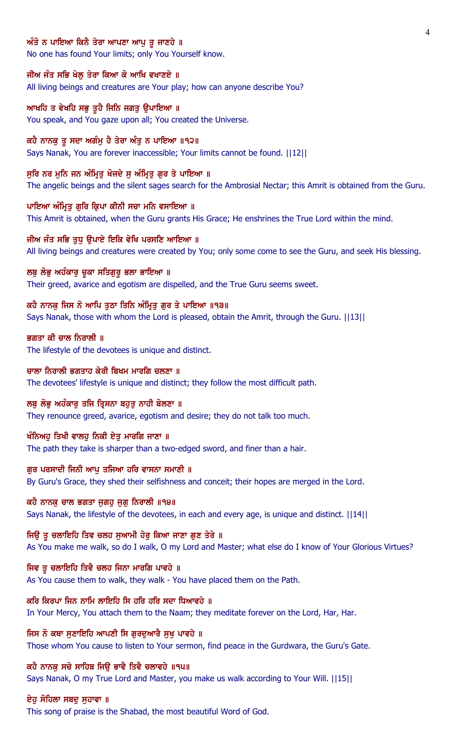**ਅੰਤੋ ਨ ਪਾਇਆ ਕਿਨੈ ਤੇਰਾ ਆਪਣਾ ਆਪੁ ਤੂ ਜਾਣਹੇ ॥**
No one has found Your limits; only You Yourself know.

**ਜੀਅ ਜੰਤ ਸਭਿ ਖੇਲੁ ਤੇਰਾ ਕਿਆ ਕੋ ਆਖਿ ਵਖਾਣਏ ॥**
All living beings and creatures are Your play; how can anyone describe You?

**ਆਖਹਿ ਤ ਵੇਖਹਿ ਸਭੁ ਤੂਹੈ ਜਿਨਿ ਜਗਤੁ ਉਪਾਇਆ ॥**
You speak, and You gaze upon all; You created the Universe.

**ਕਹੈ ਨਾਨਕੁ ਤੂ ਸਦਾ ਅਗੰਮੁ ਹੈ ਤੇਰਾ ਅੰਤੁ ਨ ਪਾਇਆ ॥੧੨॥**
Says Nanak, You are forever inaccessible; Your limits cannot be found. ||12||

**ਸੁਰਿ ਨਰ ਮੁਨਿ ਜਨ ਅੰਮ੍ਰਿਤੁ ਖੋਜਦੇ ਸੁ ਅੰਮ੍ਰਿਤੁ ਗੁਰ ਤੇ ਪਾਇਆ ॥**
The angelic beings and the silent sages search for the Ambrosial Nectar; this Amrit is obtained from the Guru.

**ਪਾਇਆ ਅੰਮ੍ਰਿਤੁ ਗੁਰਿ ਕ੍ਰਿਪਾ ਕੀਨੀ ਸਚਾ ਮਨਿ ਵਸਾਇਆ ॥**
This Amrit is obtained, when the Guru grants His Grace; He enshrines the True Lord within the mind.

**ਜੀਅ ਜੰਤ ਸਭਿ ਤੁਧੁ ਉਪਾਏ ਇਕਿ ਵੇਖਿ ਪਰਸਣਿ ਆਇਆ ॥**
All living beings and creatures were created by You; only some come to see the Guru, and seek His blessing.

**ਲਬੁ ਲੋਭੁ ਅਹੰਕਾਰੁ ਚੂਕਾ ਸਤਿਗੁਰੂ ਭਲਾ ਭਾਇਆ ॥**
Their greed, avarice and egotism are dispelled, and the True Guru seems sweet.

**ਕਹੈ ਨਾਨਕੁ ਜਿਸ ਨੋ ਆਪਿ ਤੁਠਾ ਤਿਨਿ ਅੰਮ੍ਰਿਤੁ ਗੁਰ ਤੇ ਪਾਇਆ ॥੧੩॥**
Says Nanak, those with whom the Lord is pleased, obtain the Amrit, through the Guru. ||13||

**ਭਗਤਾ ਕੀ ਚਾਲ ਨਿਰਾਲੀ ॥**
The lifestyle of the devotees is unique and distinct.

**ਚਾਲਾ ਨਿਰਾਲੀ ਭਗਤਾਹ ਕੇਰੀ ਬਿਖਮ ਮਾਰਗਿ ਚਲਣਾ ॥**
The devotees' lifestyle is unique and distinct; they follow the most difficult path.

**ਲਬੁ ਲੋਭੁ ਅਹੰਕਾਰੁ ਤਜਿ ਤ੍ਰਿਸਨਾ ਬਹੁਤੁ ਨਾਹੀ ਬੋਲਣਾ ॥**
They renounce greed, avarice, egotism and desire; they do not talk too much.

**ਖੰਨਿਅਹੁ ਤਿਖੀ ਵਾਲਹੁ ਨਿਕੀ ਏਤੁ ਮਾਰਗਿ ਜਾਣਾ ॥**
The path they take is sharper than a two-edged sword, and finer than a hair.

**ਗੁਰ ਪਰਸਾਦੀ ਜਿਨੀ ਆਪੁ ਤਜਿਆ ਹਰਿ ਵਾਸਨਾ ਸਮਾਣੀ ॥**
By Guru's Grace, they shed their selfishness and conceit; their hopes are merged in the Lord.

**ਕਹੈ ਨਾਨਕੁ ਚਾਲ ਭਗਤਾ ਜੁਗਹੁ ਜੁਗੁ ਨਿਰਾਲੀ ॥੧੪॥**
Says Nanak, the lifestyle of the devotees, in each and every age, is unique and distinct. ||14||

**ਜਿਉ ਤੂ ਚਲਾਇਹਿ ਤਿਵ ਚਲਹ ਸੁਆਮੀ ਹੋਰੁ ਕਿਆ ਜਾਣਾ ਗੁਣ ਤੇਰੇ ॥**
As You make me walk, so do I walk, O my Lord and Master; what else do I know of Your Glorious Virtues?

**ਜਿਵ ਤੂ ਚਲਾਇਹਿ ਤਿਵੈ ਚਲਹ ਜਿਨਾ ਮਾਰਗਿ ਪਾਵਹੇ ॥**
As You cause them to walk, they walk - You have placed them on the Path.

**ਕਰਿ ਕਿਰਪਾ ਜਿਨ ਨਾਮਿ ਲਾਇਹਿ ਸਿ ਹਰਿ ਹਰਿ ਸਦਾ ਧਿਆਵਹੇ ॥**
In Your Mercy, You attach them to the Naam; they meditate forever on the Lord, Har, Har.

**ਜਿਸ ਨੋ ਕਥਾ ਸੁਣਾਇਹਿ ਆਪਣੀ ਸਿ ਗੁਰਦੁਆਰੈ ਸੁਖੁ ਪਾਵਹੇ ॥**
Those whom You cause to listen to Your sermon, find peace in the Gurdwara, the Guru's Gate.

**ਕਹੈ ਨਾਨਕੁ ਸਚੇ ਸਾਹਿਬ ਜਿਉ ਭਾਵੈ ਤਿਵੈ ਚਲਾਵਹੇ ॥੧੫॥**
Says Nanak, O my True Lord and Master, you make us walk according to Your Will. ||15||

**ਏਹੁ ਸੋਹਿਲਾ ਸਬਦੁ ਸੁਹਾਵਾ ॥**
This song of praise is the Shabad, the most beautiful Word of God.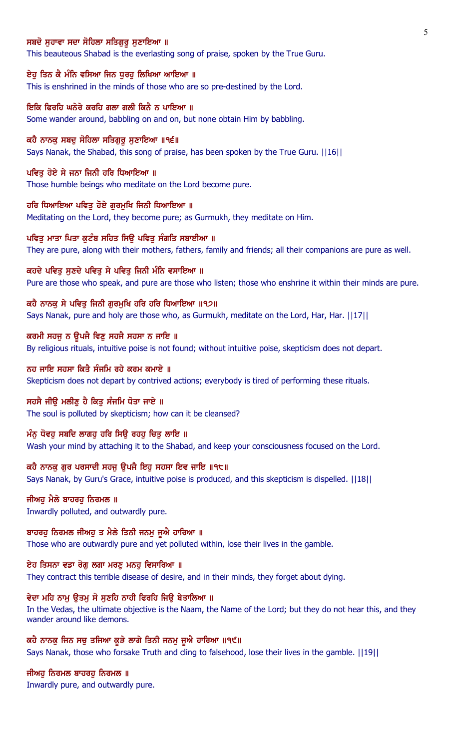ਸਬਦੋ ਸੁਹਾਵਾ ਸਦਾ ਸੋਹਿਲਾ ਸਤਿਗੁਰੂ ਸੁਣਾਇਆ ॥
This beauteous Shabad is the everlasting song of praise, spoken by the True Guru.

ਏਹੁ ਤਿਨ ਕੈ ਮੰਨਿ ਵਸਿਆ ਜਿਨ ਧੁਰਹੁ ਲਿਖਿਆ ਆਇਆ ॥
This is enshrined in the minds of those who are so pre-destined by the Lord.

ਇਕਿ ਫਿਰਹਿ ਘਨੇਰੇ ਕਰਹਿ ਗਲਾ ਗਲੀ ਕਿਨੈ ਨ ਪਾਇਆ ॥
Some wander around, babbling on and on, but none obtain Him by babbling.

ਕਹੈ ਨਾਨਕੁ ਸਬਦੁ ਸੋਹਿਲਾ ਸਤਿਗੁਰੂ ਸੁਣਾਇਆ ॥੧੬॥
Says Nanak, the Shabad, this song of praise, has been spoken by the True Guru. ||16||

ਪਵਿਤੁ ਹੋਏ ਸੇ ਜਨਾ ਜਿਨੀ ਹਰਿ ਧਿਆਇਆ ॥
Those humble beings who meditate on the Lord become pure.

ਹਰਿ ਧਿਆਇਆ ਪਵਿਤੁ ਹੋਏ ਗੁਰਮੁਖਿ ਜਿਨੀ ਧਿਆਇਆ ॥
Meditating on the Lord, they become pure; as Gurmukh, they meditate on Him.

ਪਵਿਤੁ ਮਾਤਾ ਪਿਤਾ ਕੁਟੰਬ ਸਹਿਤ ਸਿਉ ਪਵਿਤੁ ਸੰਗਤਿ ਸਬਾਈਆ ॥
They are pure, along with their mothers, fathers, family and friends; all their companions are pure as well.

ਕਹਦੇ ਪਵਿਤੁ ਸੁਣਦੇ ਪਵਿਤੁ ਸੇ ਪਵਿਤੁ ਜਿਨੀ ਮੰਨਿ ਵਸਾਇਆ ॥
Pure are those who speak, and pure are those who listen; those who enshrine it within their minds are pure.

ਕਹੈ ਨਾਨਕੁ ਸੇ ਪਵਿਤੁ ਜਿਨੀ ਗੁਰਮੁਖਿ ਹਰਿ ਹਰਿ ਧਿਆਇਆ ॥੧੭॥
Says Nanak, pure and holy are those who, as Gurmukh, meditate on the Lord, Har, Har. ||17||

ਕਰਮੀ ਸਹਜੁ ਨ ਊਪਜੈ ਵਿਣੁ ਸਹਜੈ ਸਹਸਾ ਨ ਜਾਇ ॥
By religious rituals, intuitive poise is not found; without intuitive poise, skepticism does not depart.

ਨਹ ਜਾਇ ਸਹਸਾ ਕਿਤੈ ਸੰਜਮਿ ਰਹੇ ਕਰਮ ਕਮਾਏ ॥
Skepticism does not depart by contrived actions; everybody is tired of performing these rituals.

ਸਹਸੈ ਜੀਉ ਮਲੀਣੁ ਹੈ ਕਿਤੁ ਸੰਜਮਿ ਧੋਤਾ ਜਾਏ ॥
The soul is polluted by skepticism; how can it be cleansed?

ਮੰਨੁ ਧੋਵਹੁ ਸਬਦਿ ਲਾਗਹੁ ਹਰਿ ਸਿਉ ਰਹਹੁ ਚਿਤੁ ਲਾਇ ॥
Wash your mind by attaching it to the Shabad, and keep your consciousness focused on the Lord.

ਕਹੈ ਨਾਨਕੁ ਗੁਰ ਪਰਸਾਦੀ ਸਹਜੁ ਉਪਜੈ ਇਹੁ ਸਹਸਾ ਇਵ ਜਾਇ ॥੧੮॥
Says Nanak, by Guru's Grace, intuitive poise is produced, and this skepticism is dispelled. ||18||

ਜੀਅਹੁ ਮੈਲੇ ਬਾਹਰਹੁ ਨਿਰਮਲ ॥
Inwardly polluted, and outwardly pure.

ਬਾਹਰਹੁ ਨਿਰਮਲ ਜੀਅਹੁ ਤ ਮੈਲੇ ਤਿਨੀ ਜਨਮੁ ਜੂਐ ਹਾਰਿਆ ॥
Those who are outwardly pure and yet polluted within, lose their lives in the gamble.

ਏਹ ਤਿਸਨਾ ਵਡਾ ਰੋਗੁ ਲਗਾ ਮਰਣੁ ਮਨਹੁ ਵਿਸਾਰਿਆ ॥
They contract this terrible disease of desire, and in their minds, they forget about dying.

ਵੇਦਾ ਮਹਿ ਨਾਮੁ ਉਤਮੁ ਸੋ ਸੁਣਹਿ ਨਾਹੀ ਫਿਰਹਿ ਜਿਉ ਬੇਤਾਲਿਆ ॥
In the Vedas, the ultimate objective is the Naam, the Name of the Lord; but they do not hear this, and they wander around like demons.

ਕਹੈ ਨਾਨਕੁ ਜਿਨ ਸਚੁ ਤਜਿਆ ਕੂੜੇ ਲਾਗੇ ਤਿਨੀ ਜਨਮੁ ਜੂਐ ਹਾਰਿਆ ॥੧੯॥
Says Nanak, those who forsake Truth and cling to falsehood, lose their lives in the gamble. ||19||

ਜੀਅਹੁ ਨਿਰਮਲ ਬਾਹਰਹੁ ਨਿਰਮਲ ॥
Inwardly pure, and outwardly pure.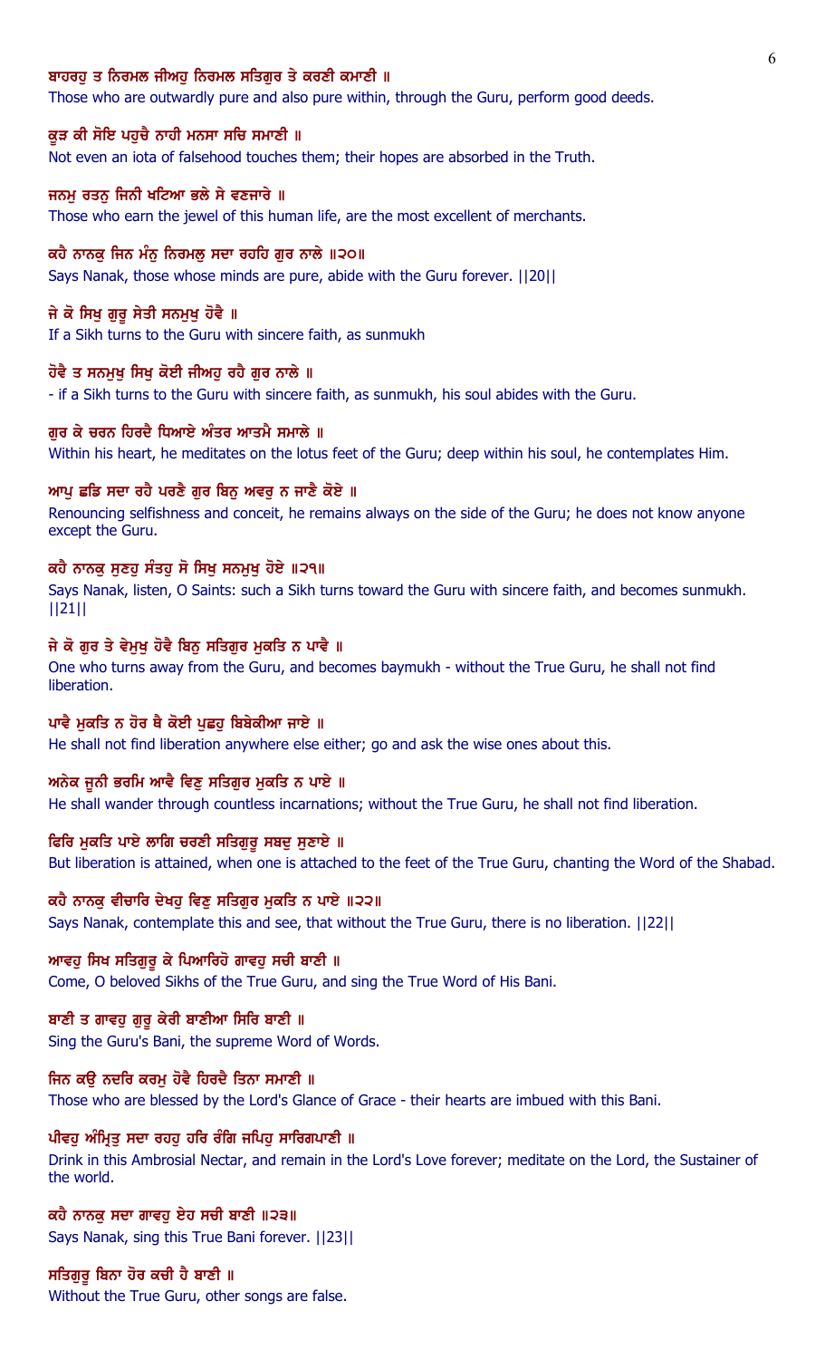ਬਾਹਰਹੁ ਤ ਨਿਰਮਲ ਜੀਅਹੁ ਨਿਰਮਲ ਸਤਿਗੁਰ ਤੇ ਕਰਣੀ ਕਮਾਣੀ ॥

Those who are outwardly pure and also pure within, through the Guru, perform good deeds.

ਕੂੜ ਕੀ ਸੋਇ ਪਹੁਚੈ ਨਾਹੀ ਮਨਸਾ ਸਚਿ ਸਮਾਣੀ ॥

Not even an iota of falsehood touches them; their hopes are absorbed in the Truth.

ਜਨਮੁ ਰਤਨੁ ਜਿਨੀ ਖਟਿਆ ਭਲੇ ਸੇ ਵਣਜਾਰੇ ॥

Those who earn the jewel of this human life, are the most excellent of merchants.

ਕਹੈ ਨਾਨਕੁ ਜਿਨ ਮੰਨੁ ਨਿਰਮਲੁ ਸਦਾ ਰਹਹਿ ਗੁਰ ਨਾਲੇ ॥੨੦॥

Says Nanak, those whose minds are pure, abide with the Guru forever. ||20||

ਜੇ ਕੋ ਸਿਖੁ ਗੁਰੂ ਸੇਤੀ ਸਨਮੁਖੁ ਹੋਵੈ ॥

If a Sikh turns to the Guru with sincere faith, as sunmukh

ਹੋਵੈ ਤ ਸਨਮੁਖੁ ਸਿਖੁ ਕੋਈ ਜੀਅਹੁ ਰਹੈ ਗੁਰ ਨਾਲੇ ॥

- if a Sikh turns to the Guru with sincere faith, as sunmukh, his soul abides with the Guru.

ਗੁਰ ਕੇ ਚਰਨ ਹਿਰਦੈ ਧਿਆਏ ਅੰਤਰ ਆਤਮੈ ਸਮਾਲੇ ॥

Within his heart, he meditates on the lotus feet of the Guru; deep within his soul, he contemplates Him.

ਆਪੁ ਛਡਿ ਸਦਾ ਰਹੈ ਪਰਣੈ ਗੁਰ ਬਿਨੁ ਅਵਰੁ ਨ ਜਾਣੈ ਕੋਏ ॥

Renouncing selfishness and conceit, he remains always on the side of the Guru; he does not know anyone except the Guru.

ਕਹੈ ਨਾਨਕੁ ਸੁਣਹੁ ਸੰਤਹੁ ਸੋ ਸਿਖੁ ਸਨਮੁਖੁ ਹੋਏ ॥੨੧॥

Says Nanak, listen, O Saints: such a Sikh turns toward the Guru with sincere faith, and becomes sunmukh. ||21||

ਜੇ ਕੋ ਗੁਰ ਤੇ ਵੇਮੁਖੁ ਹੋਵੈ ਬਿਨੁ ਸਤਿਗੁਰ ਮੁਕਤਿ ਨ ਪਾਵੈ ॥

One who turns away from the Guru, and becomes baymukh - without the True Guru, he shall not find liberation.

ਪਾਵੈ ਮੁਕਤਿ ਨ ਹੋਰ ਥੈ ਕੋਈ ਪੁਛਹੁ ਬਿਬੇਕੀਆ ਜਾਏ ॥

He shall not find liberation anywhere else either; go and ask the wise ones about this.

ਅਨੇਕ ਜੂਨੀ ਭਰਮਿ ਆਵੈ ਵਿਣੁ ਸਤਿਗੁਰ ਮੁਕਤਿ ਨ ਪਾਏ ॥

He shall wander through countless incarnations; without the True Guru, he shall not find liberation.

ਫਿਰਿ ਮੁਕਤਿ ਪਾਏ ਲਾਗਿ ਚਰਣੀ ਸਤਿਗੁਰੂ ਸਬਦੁ ਸੁਣਾਏ ॥

But liberation is attained, when one is attached to the feet of the True Guru, chanting the Word of the Shabad.

ਕਹੈ ਨਾਨਕੁ ਵੀਚਾਰਿ ਦੇਖਹੁ ਵਿਣੁ ਸਤਿਗੁਰ ਮੁਕਤਿ ਨ ਪਾਏ ॥੨੨॥

Says Nanak, contemplate this and see, that without the True Guru, there is no liberation. ||22||

ਆਵਹੁ ਸਿਖ ਸਤਿਗੁਰੂ ਕੇ ਪਿਆਰਿਹੋ ਗਾਵਹੁ ਸਚੀ ਬਾਣੀ ॥

Come, O beloved Sikhs of the True Guru, and sing the True Word of His Bani.

ਬਾਣੀ ਤ ਗਾਵਹੁ ਗੁਰੂ ਕੇਰੀ ਬਾਣੀਆ ਸਿਰਿ ਬਾਣੀ ॥

Sing the Guru's Bani, the supreme Word of Words.

ਜਿਨ ਕਉ ਨਦਰਿ ਕਰਮੁ ਹੋਵੈ ਹਿਰਦੈ ਤਿਨਾ ਸਮਾਣੀ ॥

Those who are blessed by the Lord's Glance of Grace - their hearts are imbued with this Bani.

ਪੀਵਹੁ ਅੰਮ੍ਰਿਤੁ ਸਦਾ ਰਹਹੁ ਹਰਿ ਰੰਗਿ ਜਪਿਹੁ ਸਾਰਿਗਪਾਣੀ ॥

Drink in this Ambrosial Nectar, and remain in the Lord's Love forever; meditate on the Lord, the Sustainer of the world.

ਕਹੈ ਨਾਨਕੁ ਸਦਾ ਗਾਵਹੁ ਏਹ ਸਚੀ ਬਾਣੀ ॥੨੩॥

Says Nanak, sing this True Bani forever. ||23||

ਸਤਿਗੁਰੂ ਬਿਨਾ ਹੋਰ ਕਚੀ ਹੈ ਬਾਣੀ ॥

Without the True Guru, other songs are false.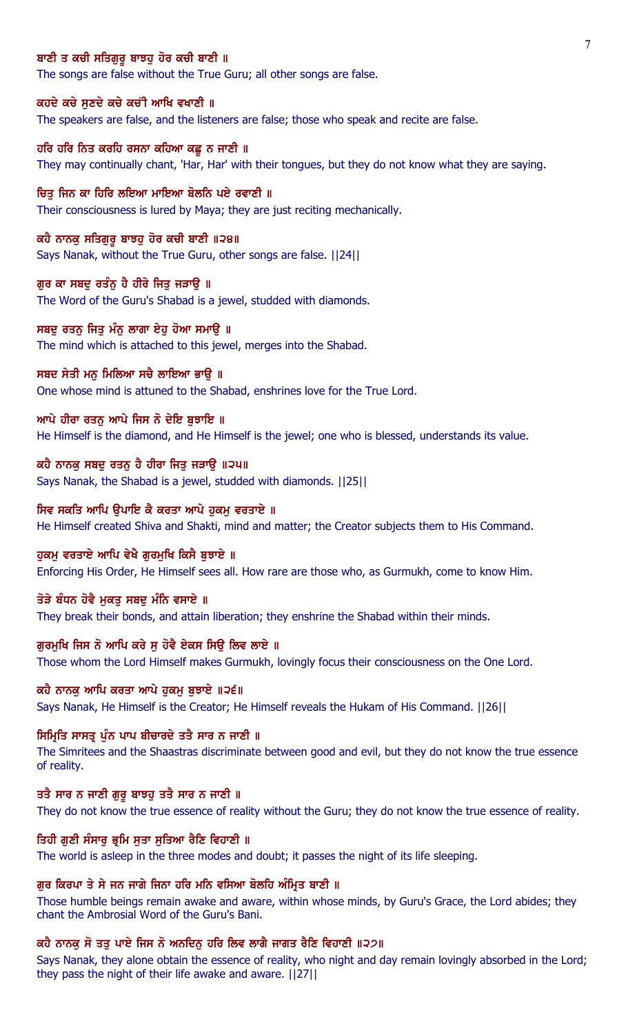ਬਾਣੀ ਤ ਕਚੀ ਸਤਿਗੁਰੂ ਬਾਝਹੁ ਹੋਰ ਕਚੀ ਬਾਣੀ ॥

The songs are false without the True Guru; all other songs are false.

ਕਹਦੇ ਕਚੇ ਸੁਣਦੇ ਕਚੇ ਕਚੀਂ ਆਖਿ ਵਖਾਣੀ ॥

The speakers are false, and the listeners are false; those who speak and recite are false.

ਹਰਿ ਹਰਿ ਨਿਤ ਕਰਹਿ ਰਸਨਾ ਕਹਿਆ ਕਛੂ ਨ ਜਾਣੀ ॥

They may continually chant, 'Har, Har' with their tongues, but they do not know what they are saying.

ਚਿਤੁ ਜਿਨ ਕਾ ਹਿਰਿ ਲਇਆ ਮਾਇਆ ਬੋਲਨਿ ਪਏ ਰਵਾਣੀ ॥

Their consciousness is lured by Maya; they are just reciting mechanically.

ਕਹੈ ਨਾਨਕੁ ਸਤਿਗੁਰੂ ਬਾਝਹੁ ਹੋਰ ਕਚੀ ਬਾਣੀ ॥੨੪॥

Says Nanak, without the True Guru, other songs are false. ||24||

ਗੁਰ ਕਾ ਸਬਦੁ ਰਤੰਨੁ ਹੈ ਹੀਰੇ ਜਿਤੁ ਜੜਾਉ ॥

The Word of the Guru's Shabad is a jewel, studded with diamonds.

ਸਬਦੁ ਰਤਨੁ ਜਿਤੁ ਮੰਨੁ ਲਾਗਾ ਏਹੁ ਹੋਆ ਸਮਾਉ ॥

The mind which is attached to this jewel, merges into the Shabad.

ਸਬਦ ਸੇਤੀ ਮਨੁ ਮਿਲਿਆ ਸਚੈ ਲਾਇਆ ਭਾਉ ॥

One whose mind is attuned to the Shabad, enshrines love for the True Lord.

ਆਪੇ ਹੀਰਾ ਰਤਨੁ ਆਪੇ ਜਿਸ ਨੋ ਦੇਇ ਬੁਝਾਇ ॥

He Himself is the diamond, and He Himself is the jewel; one who is blessed, understands its value.

ਕਹੈ ਨਾਨਕੁ ਸਬਦੁ ਰਤਨੁ ਹੈ ਹੀਰਾ ਜਿਤੁ ਜੜਾਉ ॥੨੫॥

Says Nanak, the Shabad is a jewel, studded with diamonds. ||25||

ਸਿਵ ਸਕਤਿ ਆਪਿ ਉਪਾਇ ਕੈ ਕਰਤਾ ਆਪੇ ਹੁਕਮੁ ਵਰਤਾਏ ॥

He Himself created Shiva and Shakti, mind and matter; the Creator subjects them to His Command.

ਹੁਕਮੁ ਵਰਤਾਏ ਆਪਿ ਵੇਖੈ ਗੁਰਮੁਖਿ ਕਿਸੈ ਬੁਝਾਏ ॥

Enforcing His Order, He Himself sees all. How rare are those who, as Gurmukh, come to know Him.

ਤੋੜੇ ਬੰਧਨ ਹੋਵੈ ਮੁਕਤੁ ਸਬਦੁ ਮੰਨਿ ਵਸਾਏ ॥

They break their bonds, and attain liberation; they enshrine the Shabad within their minds.

ਗੁਰਮੁਖਿ ਜਿਸ ਨੋ ਆਪਿ ਕਰੇ ਸੁ ਹੋਵੈ ਏਕਸ ਸਿਉ ਲਿਵ ਲਾਏ ॥

Those whom the Lord Himself makes Gurmukh, lovingly focus their consciousness on the One Lord.

ਕਹੈ ਨਾਨਕੁ ਆਪਿ ਕਰਤਾ ਆਪੇ ਹੁਕਮੁ ਬੁਝਾਏ ॥੨੬॥

Says Nanak, He Himself is the Creator; He Himself reveals the Hukam of His Command. ||26||

ਸਿਮ੍ਰਿਤਿ ਸਾਸਤ੍ਰ ਪੁੰਨ ਪਾਪ ਬੀਚਾਰਦੇ ਤਤੈ ਸਾਰ ਨ ਜਾਣੀ ॥

The Simritees and the Shaastras discriminate between good and evil, but they do not know the true essence of reality.

ਤਤੈ ਸਾਰ ਨ ਜਾਣੀ ਗੁਰੂ ਬਾਝਹੁ ਤਤੈ ਸਾਰ ਨ ਜਾਣੀ ॥

They do not know the true essence of reality without the Guru; they do not know the true essence of reality.

ਤਿਹੀ ਗੁਣੀ ਸੰਸਾਰੁ ਭ੍ਰਮਿ ਸੁਤਾ ਸੁਤਿਆ ਰੈਣਿ ਵਿਹਾਣੀ ॥

The world is asleep in the three modes and doubt; it passes the night of its life sleeping.

ਗੁਰ ਕਿਰਪਾ ਤੇ ਸੇ ਜਨ ਜਾਗੇ ਜਿਨਾ ਹਰਿ ਮਨਿ ਵਸਿਆ ਬੋਲਹਿ ਅੰਮ੍ਰਿਤ ਬਾਣੀ ॥

Those humble beings remain awake and aware, within whose minds, by Guru's Grace, the Lord abides; they chant the Ambrosial Word of the Guru's Bani.

ਕਹੈ ਨਾਨਕੁ ਸੋ ਤਤੁ ਪਾਏ ਜਿਸ ਨੋ ਅਨਦਿਨੁ ਹਰਿ ਲਿਵ ਲਾਗੈ ਜਾਗਤ ਰੈਣਿ ਵਿਹਾਣੀ ॥੨੭॥

Says Nanak, they alone obtain the essence of reality, who night and day remain lovingly absorbed in the Lord; they pass the night of their life awake and aware. ||27||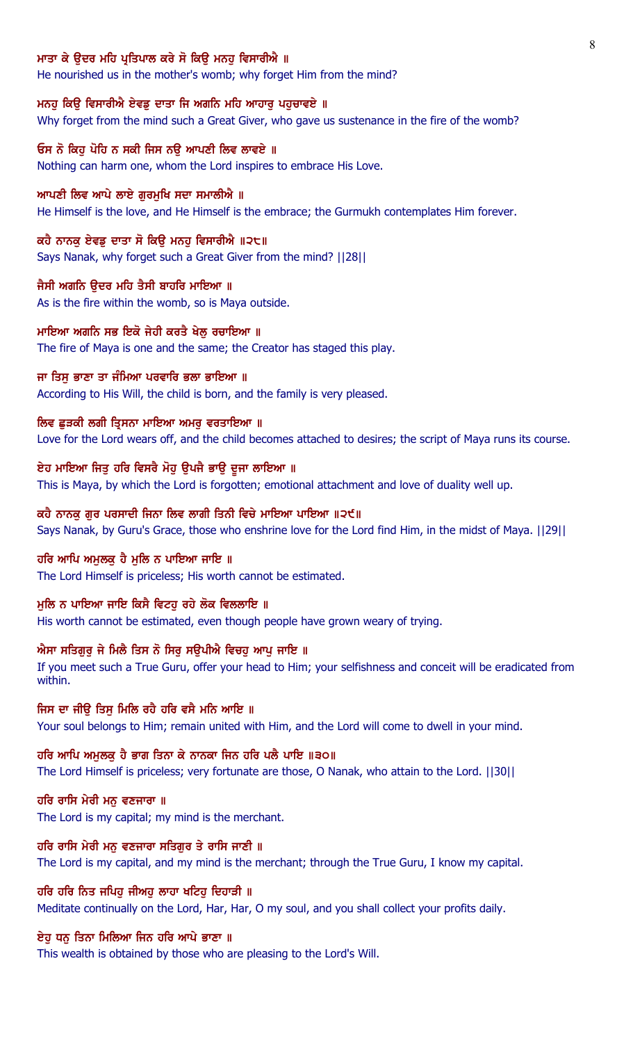ਮਾਤਾ ਕੇ ਉਦਰ ਮਹਿ ਪ੍ਰਤਿਪਾਲ ਕਰੇ ਸੋ ਕਿਉ ਮਨਹੁ ਵਿਸਾਰੀਐ ॥
He nourished us in the mother's womb; why forget Him from the mind?

ਮਨਹੁ ਕਿਉ ਵਿਸਾਰੀਐ ਏਵਡੁ ਦਾਤਾ ਜਿ ਅਗਨਿ ਮਹਿ ਆਹਾਰੁ ਪਹੁਚਾਵਏ ॥
Why forget from the mind such a Great Giver, who gave us sustenance in the fire of the womb?

ਓਸ ਨੋ ਕਿਹੁ ਪੋਹਿ ਨ ਸਕੀ ਜਿਸ ਨਉ ਆਪਣੀ ਲਿਵ ਲਾਵਏ ॥
Nothing can harm one, whom the Lord inspires to embrace His Love.

ਆਪਣੀ ਲਿਵ ਆਪੇ ਲਾਏ ਗੁਰਮੁਖਿ ਸਦਾ ਸਮਾਲੀਐ ॥
He Himself is the love, and He Himself is the embrace; the Gurmukh contemplates Him forever.

ਕਹੈ ਨਾਨਕੁ ਏਵਡੁ ਦਾਤਾ ਸੋ ਕਿਉ ਮਨਹੁ ਵਿਸਾਰੀਐ ॥੨੮॥
Says Nanak, why forget such a Great Giver from the mind? ||28||

ਜੈਸੀ ਅਗਨਿ ਉਦਰ ਮਹਿ ਤੈਸੀ ਬਾਹਰਿ ਮਾਇਆ ॥
As is the fire within the womb, so is Maya outside.

ਮਾਇਆ ਅਗਨਿ ਸਭ ਇਕੋ ਜੇਹੀ ਕਰਤੈ ਖੇਲੁ ਰਚਾਇਆ ॥
The fire of Maya is one and the same; the Creator has staged this play.

ਜਾ ਤਿਸੁ ਭਾਣਾ ਤਾ ਜੰਮਿਆ ਪਰਵਾਰਿ ਭਲਾ ਭਾਇਆ ॥
According to His Will, the child is born, and the family is very pleased.

ਲਿਵ ਛੁੜਕੀ ਲਗੀ ਤ੍ਰਿਸਨਾ ਮਾਇਆ ਅਮਰੁ ਵਰਤਾਇਆ ॥
Love for the Lord wears off, and the child becomes attached to desires; the script of Maya runs its course.

ਏਹ ਮਾਇਆ ਜਿਤੁ ਹਰਿ ਵਿਸਰੈ ਮੋਹੁ ਉਪਜੈ ਭਾਉ ਦੂਜਾ ਲਾਇਆ ॥
This is Maya, by which the Lord is forgotten; emotional attachment and love of duality well up.

ਕਹੈ ਨਾਨਕੁ ਗੁਰ ਪਰਸਾਦੀ ਜਿਨਾ ਲਿਵ ਲਾਗੀ ਤਿਨੀ ਵਿਚੇ ਮਾਇਆ ਪਾਇਆ ॥੨੯॥
Says Nanak, by Guru's Grace, those who enshrine love for the Lord find Him, in the midst of Maya. ||29||

ਹਰਿ ਆਪਿ ਅਮੁਲਕੁ ਹੈ ਮੁਲਿ ਨ ਪਾਇਆ ਜਾਇ ॥
The Lord Himself is priceless; His worth cannot be estimated.

ਮੁਲਿ ਨ ਪਾਇਆ ਜਾਇ ਕਿਸੈ ਵਿਟਹੁ ਰਹੇ ਲੋਕ ਵਿਲਲਾਇ ॥
His worth cannot be estimated, even though people have grown weary of trying.

ਐਸਾ ਸਤਿਗੁਰੁ ਜੇ ਮਿਲੈ ਤਿਸ ਨੋ ਸਿਰੁ ਸਉਪੀਐ ਵਿਚਹੁ ਆਪੁ ਜਾਇ ॥
If you meet such a True Guru, offer your head to Him; your selfishness and conceit will be eradicated from within.

ਜਿਸ ਦਾ ਜੀਉ ਤਿਸੁ ਮਿਲਿ ਰਹੈ ਹਰਿ ਵਸੈ ਮਨਿ ਆਇ ॥
Your soul belongs to Him; remain united with Him, and the Lord will come to dwell in your mind.

ਹਰਿ ਆਪਿ ਅਮੁਲਕੁ ਹੈ ਭਾਗ ਤਿਨਾ ਕੇ ਨਾਨਕਾ ਜਿਨ ਹਰਿ ਪਲੈ ਪਾਇ ॥੩੦॥
The Lord Himself is priceless; very fortunate are those, O Nanak, who attain to the Lord. ||30||

ਹਰਿ ਰਾਸਿ ਮੇਰੀ ਮਨੁ ਵਣਜਾਰਾ ॥
The Lord is my capital; my mind is the merchant.

ਹਰਿ ਰਾਸਿ ਮੇਰੀ ਮਨੁ ਵਣਜਾਰਾ ਸਤਿਗੁਰ ਤੇ ਰਾਸਿ ਜਾਣੀ ॥
The Lord is my capital, and my mind is the merchant; through the True Guru, I know my capital.

ਹਰਿ ਹਰਿ ਨਿਤ ਜਪਿਹੁ ਜੀਅਹੁ ਲਾਹਾ ਖਟਿਹੁ ਦਿਹਾੜੀ ॥
Meditate continually on the Lord, Har, Har, O my soul, and you shall collect your profits daily.

ਏਹੁ ਧਨੁ ਤਿਨਾ ਮਿਲਿਆ ਜਿਨ ਹਰਿ ਆਪੇ ਭਾਣਾ ॥
This wealth is obtained by those who are pleasing to the Lord's Will.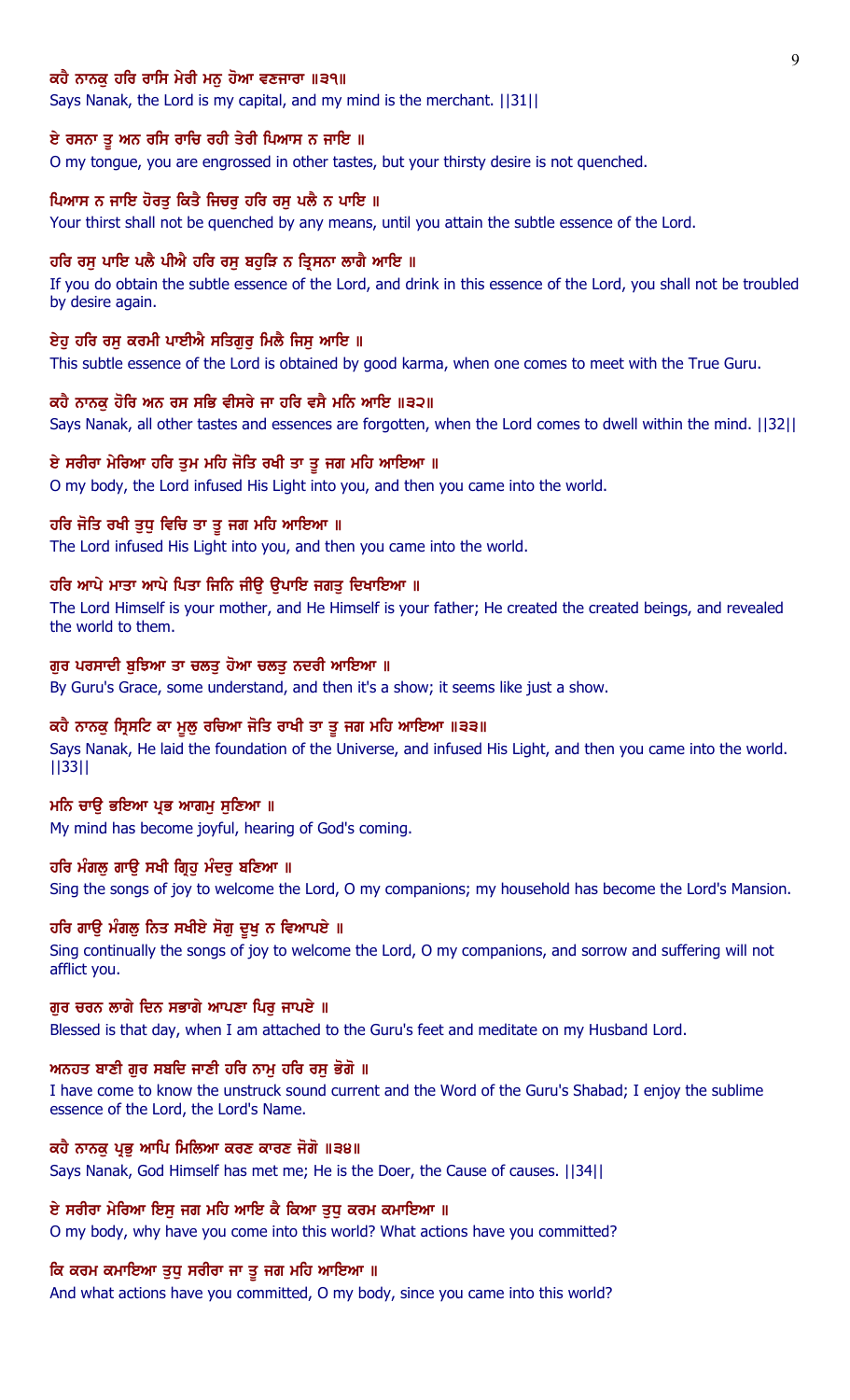**ਕਹੈ ਨਾਨਕੁ ਹਰਿ ਰਾਸਿ ਮੇਰੀ ਮਨੁ ਹੋਆ ਵਣਜਾਰਾ ॥੩੧॥**

Says Nanak, the Lord is my capital, and my mind is the merchant. ||31||

**ਏ ਰਸਨਾ ਤੂ ਅਨ ਰਸਿ ਰਾਚਿ ਰਹੀ ਤੇਰੀ ਪਿਆਸ ਨ ਜਾਇ ॥**

O my tongue, you are engrossed in other tastes, but your thirsty desire is not quenched.

**ਪਿਆਸ ਨ ਜਾਇ ਹੋਰਤੁ ਕਿਤੈ ਜਿਚਰੁ ਹਰਿ ਰਸੁ ਪਲੈ ਨ ਪਾਇ ॥**

Your thirst shall not be quenched by any means, until you attain the subtle essence of the Lord.

**ਹਰਿ ਰਸੁ ਪਾਇ ਪਲੈ ਪੀਐ ਹਰਿ ਰਸੁ ਬਹੁੜਿ ਨ ਤ੍ਰਿਸਨਾ ਲਾਗੈ ਆਇ ॥**

If you do obtain the subtle essence of the Lord, and drink in this essence of the Lord, you shall not be troubled by desire again.

**ਏਹੁ ਹਰਿ ਰਸੁ ਕਰਮੀ ਪਾਈਐ ਸਤਿਗੁਰੁ ਮਿਲੈ ਜਿਸੁ ਆਇ ॥**

This subtle essence of the Lord is obtained by good karma, when one comes to meet with the True Guru.

**ਕਹੈ ਨਾਨਕੁ ਹੋਰਿ ਅਨ ਰਸ ਸਭਿ ਵੀਸਰੇ ਜਾ ਹਰਿ ਵਸੈ ਮਨਿ ਆਇ ॥੩੨॥**

Says Nanak, all other tastes and essences are forgotten, when the Lord comes to dwell within the mind. ||32||

**ਏ ਸਰੀਰਾ ਮੇਰਿਆ ਹਰਿ ਤੁਮ ਮਹਿ ਜੋਤਿ ਰਖੀ ਤਾ ਤੂ ਜਗ ਮਹਿ ਆਇਆ ॥**

O my body, the Lord infused His Light into you, and then you came into the world.

**ਹਰਿ ਜੋਤਿ ਰਖੀ ਤੁਧੁ ਵਿਚਿ ਤਾ ਤੂ ਜਗ ਮਹਿ ਆਇਆ ॥**

The Lord infused His Light into you, and then you came into the world.

**ਹਰਿ ਆਪੇ ਮਾਤਾ ਆਪੇ ਪਿਤਾ ਜਿਨਿ ਜੀਉ ਉਪਾਇ ਜਗਤੁ ਦਿਖਾਇਆ ॥**

The Lord Himself is your mother, and He Himself is your father; He created the created beings, and revealed the world to them.

**ਗੁਰ ਪਰਸਾਦੀ ਬੁਝਿਆ ਤਾ ਚਲਤੁ ਹੋਆ ਚਲਤੁ ਨਦਰੀ ਆਇਆ ॥**

By Guru's Grace, some understand, and then it's a show; it seems like just a show.

**ਕਹੈ ਨਾਨਕੁ ਸ੍ਰਿਸਟਿ ਕਾ ਮੂਲੁ ਰਚਿਆ ਜੋਤਿ ਰਾਖੀ ਤਾ ਤੂ ਜਗ ਮਹਿ ਆਇਆ ॥੩੩॥**

Says Nanak, He laid the foundation of the Universe, and infused His Light, and then you came into the world. ||33||

**ਮਨਿ ਚਾਉ ਭਇਆ ਪ੍ਰਭ ਆਗਮੁ ਸੁਣਿਆ ॥**

My mind has become joyful, hearing of God's coming.

**ਹਰਿ ਮੰਗਲੁ ਗਾਉ ਸਖੀ ਗ੍ਰਿਹੁ ਮੰਦਰੁ ਬਣਿਆ ॥**

Sing the songs of joy to welcome the Lord, O my companions; my household has become the Lord's Mansion.

**ਹਰਿ ਗਾਉ ਮੰਗਲੁ ਨਿਤ ਸਖੀਏ ਸੋਗੁ ਦੂਖੁ ਨ ਵਿਆਪਏ ॥**

Sing continually the songs of joy to welcome the Lord, O my companions, and sorrow and suffering will not afflict you.

**ਗੁਰ ਚਰਨ ਲਾਗੇ ਦਿਨ ਸਭਾਗੇ ਆਪਣਾ ਪਿਰੁ ਜਾਪਏ ॥**

Blessed is that day, when I am attached to the Guru's feet and meditate on my Husband Lord.

**ਅਨਹਤ ਬਾਣੀ ਗੁਰ ਸਬਦਿ ਜਾਣੀ ਹਰਿ ਨਾਮੁ ਹਰਿ ਰਸੁ ਭੋਗੋ ॥**

I have come to know the unstruck sound current and the Word of the Guru's Shabad; I enjoy the sublime essence of the Lord, the Lord's Name.

**ਕਹੈ ਨਾਨਕੁ ਪ੍ਰਭੁ ਆਪਿ ਮਿਲਿਆ ਕਰਣ ਕਾਰਣ ਜੋਗੋ ॥੩੪॥**

Says Nanak, God Himself has met me; He is the Doer, the Cause of causes. ||34||

**ਏ ਸਰੀਰਾ ਮੇਰਿਆ ਇਸੁ ਜਗ ਮਹਿ ਆਇ ਕੈ ਕਿਆ ਤੁਧੁ ਕਰਮ ਕਮਾਇਆ ॥**

O my body, why have you come into this world? What actions have you committed?

**ਕਿ ਕਰਮ ਕਮਾਇਆ ਤੁਧੁ ਸਰੀਰਾ ਜਾ ਤੂ ਜਗ ਮਹਿ ਆਇਆ ॥**

And what actions have you committed, O my body, since you came into this world?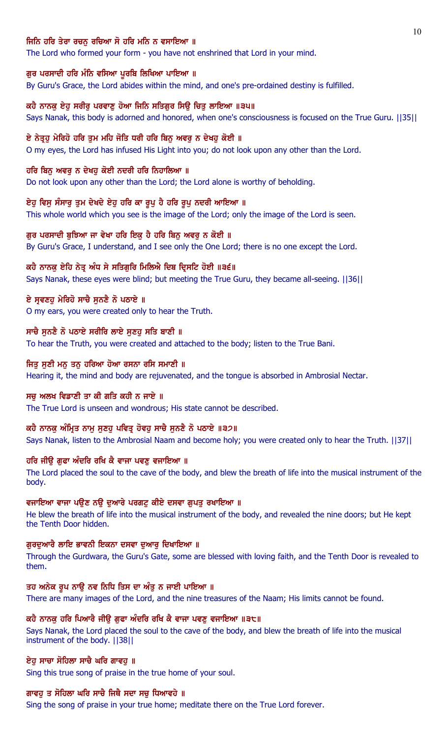**ਜਿਨਿ ਹਰਿ ਤੇਰਾ ਰਚਨੁ ਰਚਿਆ ਸੋ ਹਰਿ ਮਨਿ ਨ ਵਸਾਇਆ ॥**

The Lord who formed your form - you have not enshrined that Lord in your mind.

**ਗੁਰ ਪਰਸਾਦੀ ਹਰਿ ਮੰਨਿ ਵਸਿਆ ਪੂਰਬਿ ਲਿਖਿਆ ਪਾਇਆ ॥**

By Guru's Grace, the Lord abides within the mind, and one's pre-ordained destiny is fulfilled.

**ਕਹੈ ਨਾਨਕੁ ਏਹੁ ਸਰੀਰੁ ਪਰਵਾਣੁ ਹੋਆ ਜਿਨਿ ਸਤਿਗੁਰ ਸਿਉ ਚਿਤੁ ਲਾਇਆ ॥੩੫॥**

Says Nanak, this body is adorned and honored, when one's consciousness is focused on the True Guru. ||35||

**ਏ ਨੇਤ੍ਰਹੁ ਮੇਰਿਹੋ ਹਰਿ ਤੁਮ ਮਹਿ ਜੋਤਿ ਧਰੀ ਹਰਿ ਬਿਨੁ ਅਵਰੁ ਨ ਦੇਖਹੁ ਕੋਈ ॥**

O my eyes, the Lord has infused His Light into you; do not look upon any other than the Lord.

**ਹਰਿ ਬਿਨੁ ਅਵਰੁ ਨ ਦੇਖਹੁ ਕੋਈ ਨਦਰੀ ਹਰਿ ਨਿਹਾਲਿਆ ॥**

Do not look upon any other than the Lord; the Lord alone is worthy of beholding.

**ਏਹੁ ਵਿਸੁ ਸੰਸਾਰੁ ਤੁਮ ਦੇਖਦੇ ਏਹੁ ਹਰਿ ਕਾ ਰੂਪੁ ਹੈ ਹਰਿ ਰੂਪੁ ਨਦਰੀ ਆਇਆ ॥**

This whole world which you see is the image of the Lord; only the image of the Lord is seen.

**ਗੁਰ ਪਰਸਾਦੀ ਬੁਝਿਆ ਜਾ ਵੇਖਾ ਹਰਿ ਇਕੁ ਹੈ ਹਰਿ ਬਿਨੁ ਅਵਰੁ ਨ ਕੋਈ ॥**

By Guru's Grace, I understand, and I see only the One Lord; there is no one except the Lord.

**ਕਹੈ ਨਾਨਕੁ ਏਹਿ ਨੇਤ੍ਰ ਅੰਧ ਸੇ ਸਤਿਗੁਰਿ ਮਿਲਿਐ ਦਿਬ ਦ੍ਰਿਸਟਿ ਹੋਈ ॥੩੬॥**

Says Nanak, these eyes were blind; but meeting the True Guru, they became all-seeing. ||36||

**ਏ ਸ੍ਰਵਣਹੁ ਮੇਰਿਹੋ ਸਾਚੈ ਸੁਨਣੈ ਨੋ ਪਠਾਏ ॥**

O my ears, you were created only to hear the Truth.

**ਸਾਚੈ ਸੁਨਣੈ ਨੋ ਪਠਾਏ ਸਰੀਰਿ ਲਾਏ ਸੁਣਹੁ ਸਤਿ ਬਾਣੀ ॥**

To hear the Truth, you were created and attached to the body; listen to the True Bani.

**ਜਿਤੁ ਸੁਣੀ ਮਨੁ ਤਨੁ ਹਰਿਆ ਹੋਆ ਰਸਨਾ ਰਸਿ ਸਮਾਣੀ ॥**

Hearing it, the mind and body are rejuvenated, and the tongue is absorbed in Ambrosial Nectar.

**ਸਚੁ ਅਲਖ ਵਿਡਾਣੀ ਤਾ ਕੀ ਗਤਿ ਕਹੀ ਨ ਜਾਏ ॥**

The True Lord is unseen and wondrous; His state cannot be described.

**ਕਹੈ ਨਾਨਕੁ ਅੰਮ੍ਰਿਤ ਨਾਮੁ ਸੁਣਹੁ ਪਵਿਤ੍ਰ ਹੋਵਹੁ ਸਾਚੈ ਸੁਨਣੈ ਨੋ ਪਠਾਏ ॥੩੭॥**

Says Nanak, listen to the Ambrosial Naam and become holy; you were created only to hear the Truth. ||37||

**ਹਰਿ ਜੀਉ ਗੁਫਾ ਅੰਦਰਿ ਰਖਿ ਕੈ ਵਾਜਾ ਪਵਣੁ ਵਜਾਇਆ ॥**

The Lord placed the soul to the cave of the body, and blew the breath of life into the musical instrument of the body.

**ਵਜਾਇਆ ਵਾਜਾ ਪਉਣ ਨਉ ਦੁਆਰੇ ਪਰਗਟੁ ਕੀਏ ਦਸਵਾ ਗੁਪਤੁ ਰਖਾਇਆ ॥**

He blew the breath of life into the musical instrument of the body, and revealed the nine doors; but He kept the Tenth Door hidden.

**ਗੁਰਦੁਆਰੈ ਲਾਇ ਭਾਵਨੀ ਇਕਨਾ ਦਸਵਾ ਦੁਆਰੁ ਦਿਖਾਇਆ ॥**

Through the Gurdwara, the Guru's Gate, some are blessed with loving faith, and the Tenth Door is revealed to them.

**ਤਹ ਅਨੇਕ ਰੂਪ ਨਾਉ ਨਵ ਨਿਧਿ ਤਿਸ ਦਾ ਅੰਤੁ ਨ ਜਾਈ ਪਾਇਆ ॥**

There are many images of the Lord, and the nine treasures of the Naam; His limits cannot be found.

**ਕਹੈ ਨਾਨਕੁ ਹਰਿ ਪਿਆਰੈ ਜੀਉ ਗੁਫਾ ਅੰਦਰਿ ਰਖਿ ਕੈ ਵਾਜਾ ਪਵਣੁ ਵਜਾਇਆ ॥੩੮॥**

Says Nanak, the Lord placed the soul to the cave of the body, and blew the breath of life into the musical instrument of the body. ||38||

**ਏਹੁ ਸਾਚਾ ਸੋਹਿਲਾ ਸਾਚੈ ਘਰਿ ਗਾਵਹੁ ॥**

Sing this true song of praise in the true home of your soul.

**ਗਾਵਹੁ ਤ ਸੋਹਿਲਾ ਘਰਿ ਸਾਚੈ ਜਿਥੈ ਸਦਾ ਸਚੁ ਧਿਆਵਹੇ ॥**

Sing the song of praise in your true home; meditate there on the True Lord forever.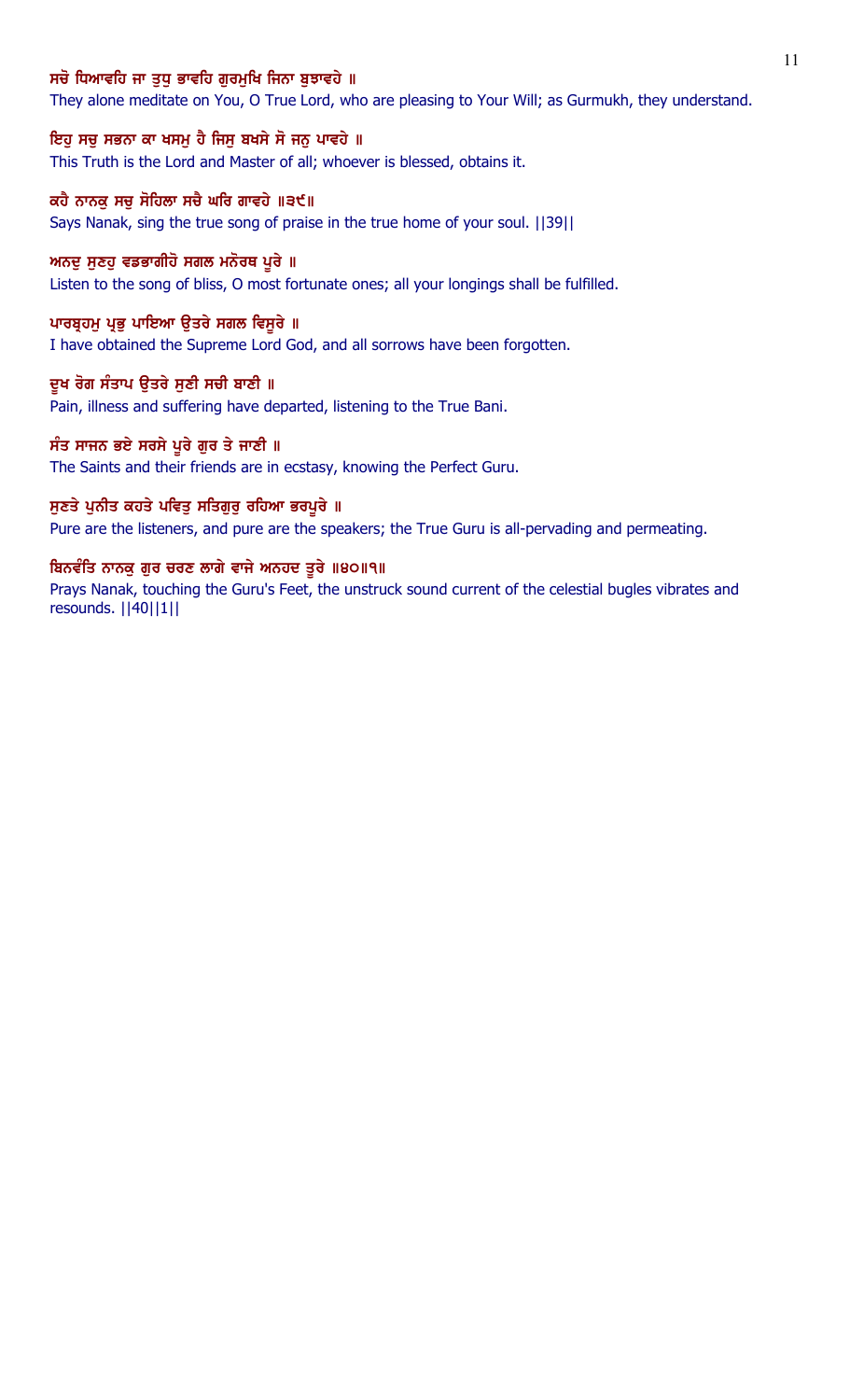ਸਚੋ ਧਿਆਵਹਿ ਜਾ ਤੁਧੁ ਭਾਵਹਿ ਗੁਰਮੁਖਿ ਜਿਨਾ ਬੁਝਾਵਹੇ ॥

They alone meditate on You, O True Lord, who are pleasing to Your Will; as Gurmukh, they understand.

ਇਹੁ ਸਚੁ ਸਭਨਾ ਕਾ ਖਸਮੁ ਹੈ ਜਿਸੁ ਬਖਸੇ ਸੋ ਜਨੁ ਪਾਵਹੇ ॥

This Truth is the Lord and Master of all; whoever is blessed, obtains it.

ਕਹੈ ਨਾਨਕੁ ਸਚੁ ਸੋਹਿਲਾ ਸਚੈ ਘਰਿ ਗਾਵਹੇ ॥੩੯॥

Says Nanak, sing the true song of praise in the true home of your soul. ||39||

ਅਨਦੁ ਸੁਣਹੁ ਵਡਭਾਗੀਹੋ ਸਗਲ ਮਨੋਰਥ ਪੂਰੇ ॥

Listen to the song of bliss, O most fortunate ones; all your longings shall be fulfilled.

ਪਾਰਬ੍ਰਹਮੁ ਪ੍ਰਭੁ ਪਾਇਆ ਉਤਰੇ ਸਗਲ ਵਿਸੂਰੇ ॥

I have obtained the Supreme Lord God, and all sorrows have been forgotten.

ਦੂਖ ਰੋਗ ਸੰਤਾਪ ਉਤਰੇ ਸੁਣੀ ਸਚੀ ਬਾਣੀ ॥

Pain, illness and suffering have departed, listening to the True Bani.

ਸੰਤ ਸਾਜਨ ਭਏ ਸਰਸੇ ਪੂਰੇ ਗੁਰ ਤੇ ਜਾਣੀ ॥

The Saints and their friends are in ecstasy, knowing the Perfect Guru.

ਸੁਣਤੇ ਪੁਨੀਤ ਕਹਤੇ ਪਵਿਤੁ ਸਤਿਗੁਰੁ ਰਹਿਆ ਭਰਪੂਰੇ ॥

Pure are the listeners, and pure are the speakers; the True Guru is all-pervading and permeating.

ਬਿਨਵੰਤਿ ਨਾਨਕੁ ਗੁਰ ਚਰਣ ਲਾਗੇ ਵਾਜੇ ਅਨਹਦ ਤੂਰੇ ॥੪੦॥੧॥

Prays Nanak, touching the Guru's Feet, the unstruck sound current of the celestial bugles vibrates and resounds. ||40||1||